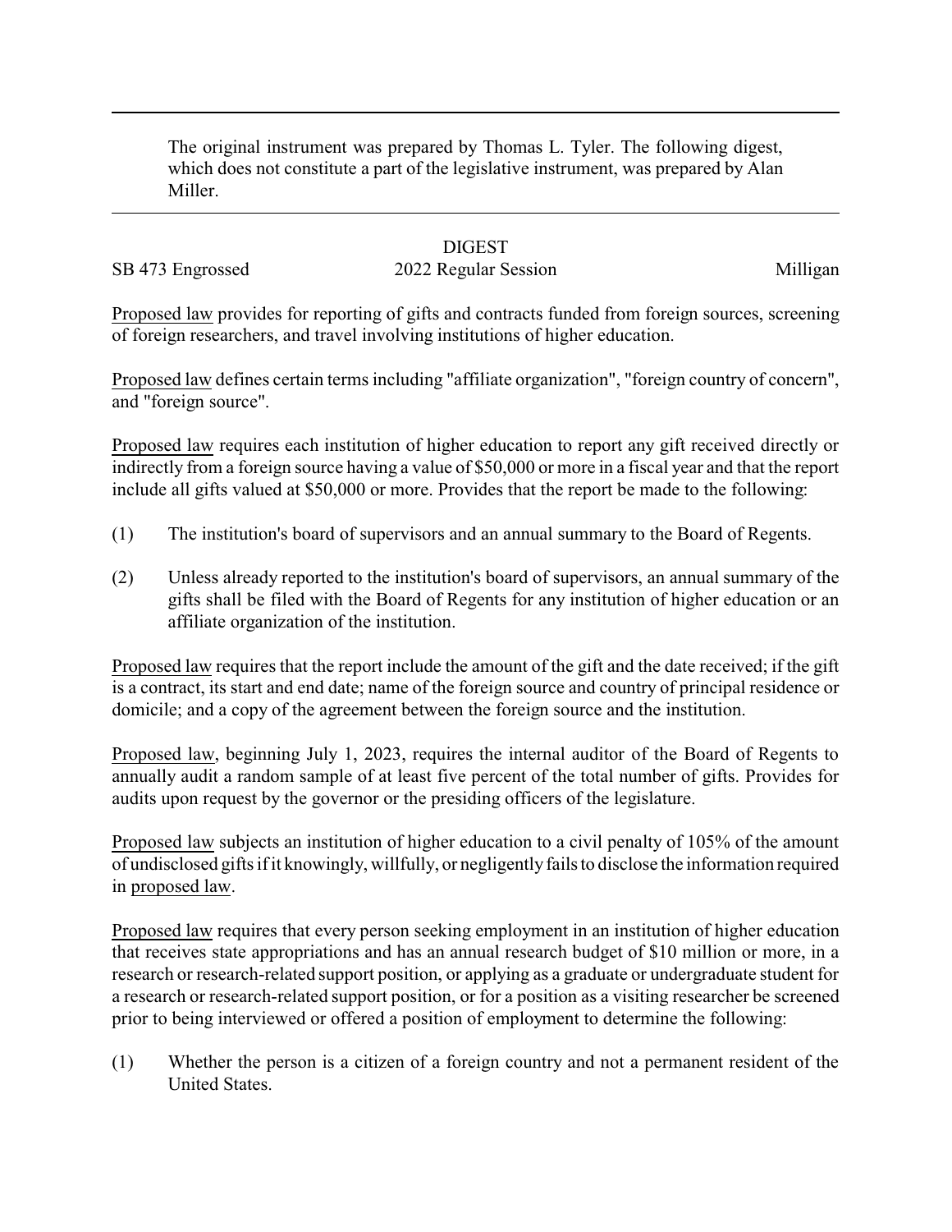The original instrument was prepared by Thomas L. Tyler. The following digest, which does not constitute a part of the legislative instrument, was prepared by Alan Miller.

DIGEST

SB 473 Engrossed 2022 Regular Session Milligan

Proposed law provides for reporting of gifts and contracts funded from foreign sources, screening of foreign researchers, and travel involving institutions of higher education.

Proposed law defines certain terms including "affiliate organization", "foreign country of concern", and "foreign source".

Proposed law requires each institution of higher education to report any gift received directly or indirectly from a foreign source having a value of $50,000 or more in a fiscal year and that the report include all gifts valued at $50,000 or more. Provides that the report be made to the following:

(1) The institution's board of supervisors and an annual summary to the Board of Regents.

(2) Unless already reported to the institution's board of supervisors, an annual summary of the gifts shall be filed with the Board of Regents for any institution of higher education or an affiliate organization of the institution.

Proposed law requires that the report include the amount of the gift and the date received; if the gift is a contract, its start and end date; name of the foreign source and country of principal residence or domicile; and a copy of the agreement between the foreign source and the institution.

Proposed law, beginning July 1, 2023, requires the internal auditor of the Board of Regents to annually audit a random sample of at least five percent of the total number of gifts. Provides for audits upon request by the governor or the presiding officers of the legislature.

Proposed law subjects an institution of higher education to a civil penalty of 105% of the amount of undisclosed gifts if it knowingly, willfully, or negligently fails to disclose the information required in proposed law.

Proposed law requires that every person seeking employment in an institution of higher education that receives state appropriations and has an annual research budget of $10 million or more, in a research or research-related support position, or applying as a graduate or undergraduate student for a research or research-related support position, or for a position as a visiting researcher be screened prior to being interviewed or offered a position of employment to determine the following:

(1) Whether the person is a citizen of a foreign country and not a permanent resident of the United States.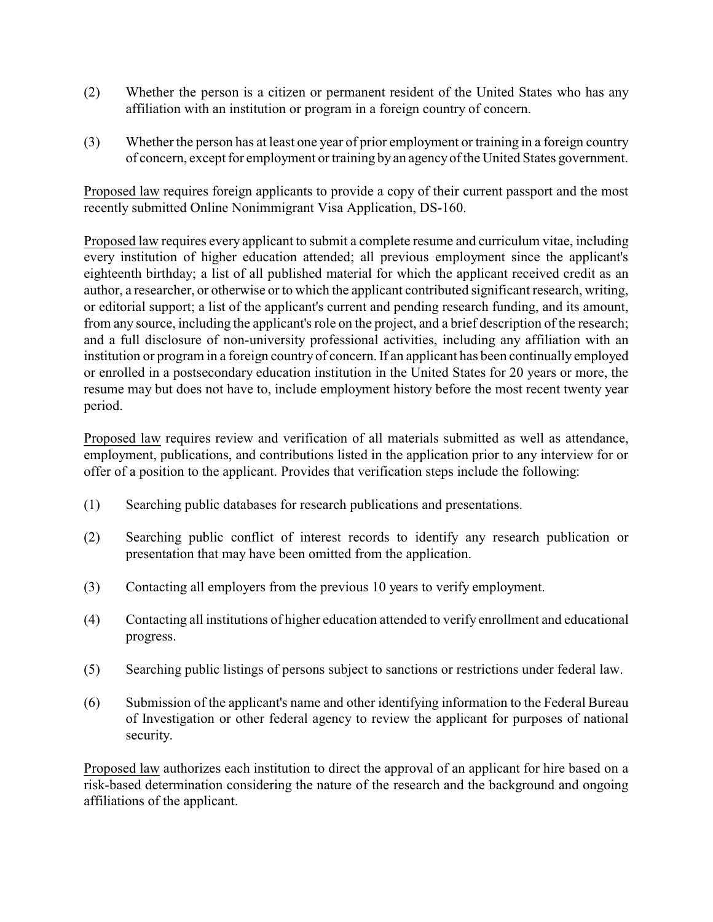(2) Whether the person is a citizen or permanent resident of the United States who has any affiliation with an institution or program in a foreign country of concern.

(3) Whether the person has at least one year of prior employment or training in a foreign country of concern, except for employment or training by an agency of the United States government.

Proposed law requires foreign applicants to provide a copy of their current passport and the most recently submitted Online Nonimmigrant Visa Application, DS-160.

Proposed law requires every applicant to submit a complete resume and curriculum vitae, including every institution of higher education attended; all previous employment since the applicant's eighteenth birthday; a list of all published material for which the applicant received credit as an author, a researcher, or otherwise or to which the applicant contributed significant research, writing, or editorial support; a list of the applicant's current and pending research funding, and its amount, from any source, including the applicant's role on the project, and a brief description of the research; and a full disclosure of non-university professional activities, including any affiliation with an institution or program in a foreign country of concern. If an applicant has been continually employed or enrolled in a postsecondary education institution in the United States for 20 years or more, the resume may but does not have to, include employment history before the most recent twenty year period.

Proposed law requires review and verification of all materials submitted as well as attendance, employment, publications, and contributions listed in the application prior to any interview for or offer of a position to the applicant. Provides that verification steps include the following:

(1) Searching public databases for research publications and presentations.

(2) Searching public conflict of interest records to identify any research publication or presentation that may have been omitted from the application.

(3) Contacting all employers from the previous 10 years to verify employment.

(4) Contacting all institutions of higher education attended to verify enrollment and educational progress.

(5) Searching public listings of persons subject to sanctions or restrictions under federal law.

(6) Submission of the applicant's name and other identifying information to the Federal Bureau of Investigation or other federal agency to review the applicant for purposes of national security.

Proposed law authorizes each institution to direct the approval of an applicant for hire based on a risk-based determination considering the nature of the research and the background and ongoing affiliations of the applicant.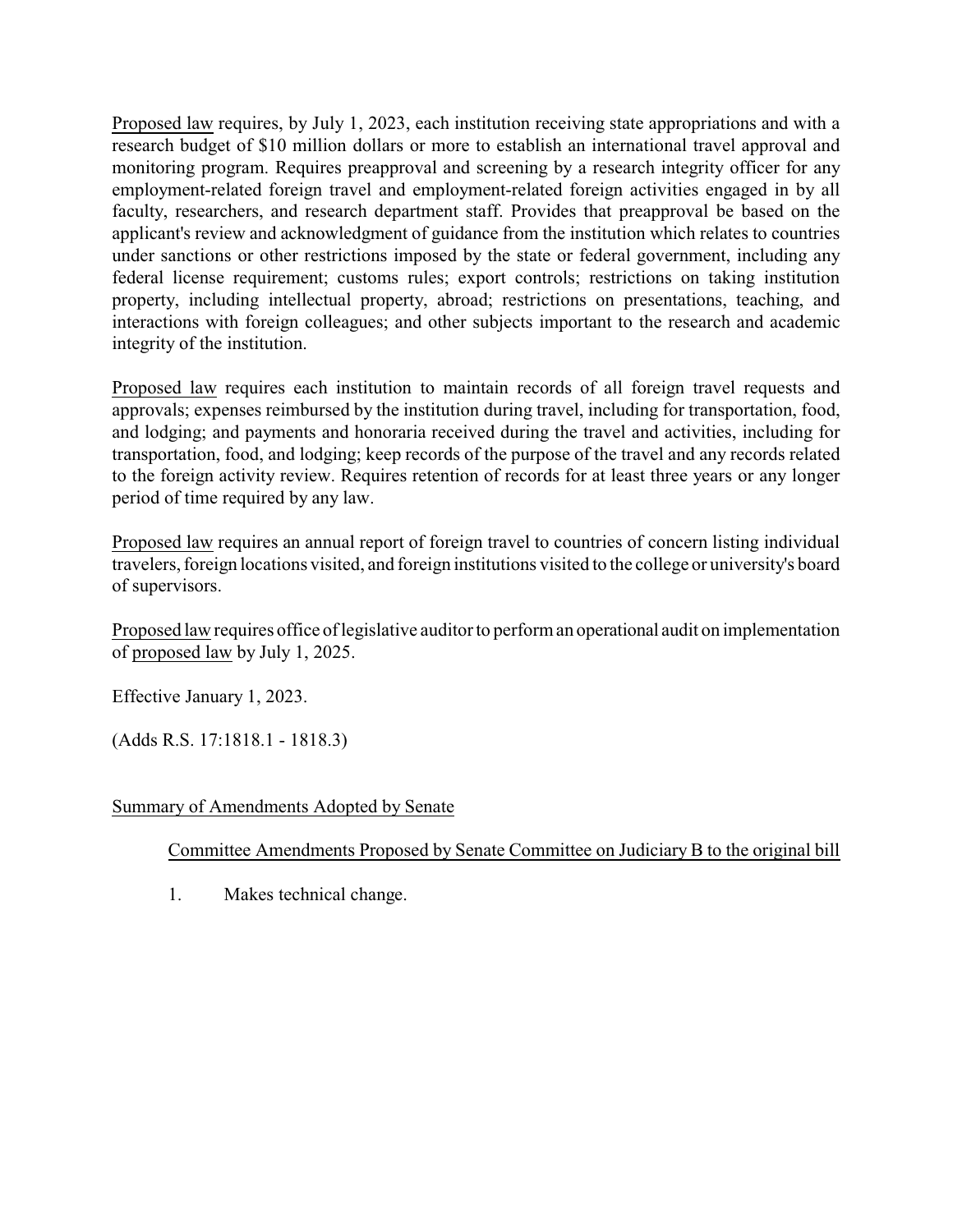Proposed law requires, by July 1, 2023, each institution receiving state appropriations and with a research budget of $10 million dollars or more to establish an international travel approval and monitoring program. Requires preapproval and screening by a research integrity officer for any employment-related foreign travel and employment-related foreign activities engaged in by all faculty, researchers, and research department staff. Provides that preapproval be based on the applicant's review and acknowledgment of guidance from the institution which relates to countries under sanctions or other restrictions imposed by the state or federal government, including any federal license requirement; customs rules; export controls; restrictions on taking institution property, including intellectual property, abroad; restrictions on presentations, teaching, and interactions with foreign colleagues; and other subjects important to the research and academic integrity of the institution.

Proposed law requires each institution to maintain records of all foreign travel requests and approvals; expenses reimbursed by the institution during travel, including for transportation, food, and lodging; and payments and honoraria received during the travel and activities, including for transportation, food, and lodging; keep records of the purpose of the travel and any records related to the foreign activity review. Requires retention of records for at least three years or any longer period of time required by any law.

Proposed law requires an annual report of foreign travel to countries of concern listing individual travelers, foreign locations visited, and foreign institutions visited to the college or university's board of supervisors.

Proposed law requires office of legislative auditor to perform an operational audit on implementation of proposed law by July 1, 2025.

Effective January 1, 2023.

(Adds R.S. 17:1818.1 - 1818.3)

Summary of Amendments Adopted by Senate

Committee Amendments Proposed by Senate Committee on Judiciary B to the original bill

1. Makes technical change.